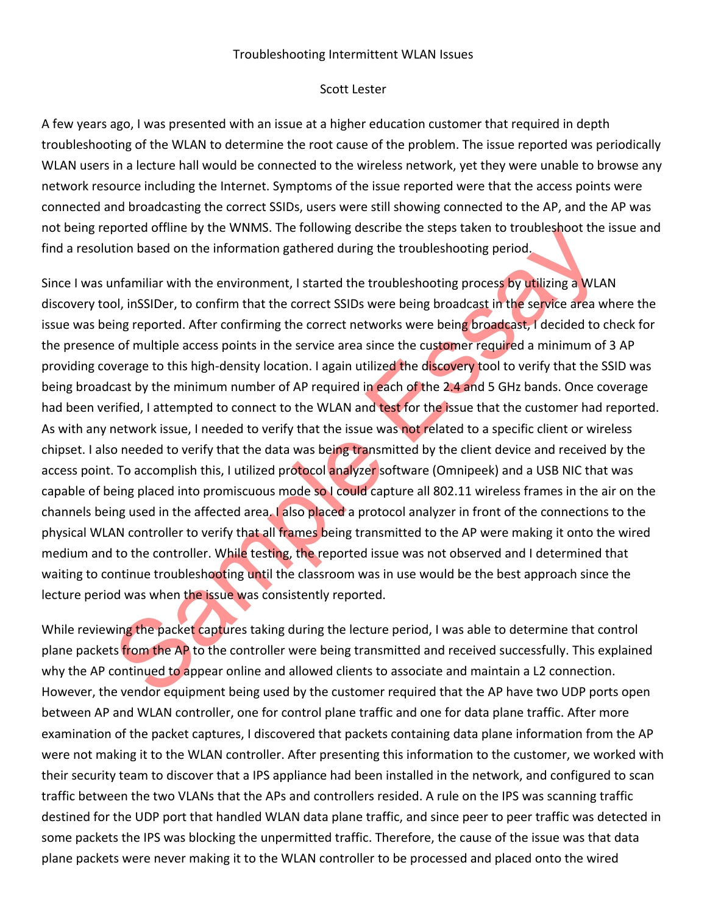Troubleshooting Intermittent WLAN Issues

Scott Lester

A few years ago, I was presented with an issue at a higher education customer that required in depth troubleshooting of the WLAN to determine the root cause of the problem. The issue reported was periodically WLAN users in a lecture hall would be connected to the wireless network, yet they were unable to browse any network resource including the Internet. Symptoms of the issue reported were that the access points were connected and broadcasting the correct SSIDs, users were still showing connected to the AP, and the AP was not being reported offline by the WNMS. The following describe the steps taken to troubleshoot the issue and find a resolution based on the information gathered during the troubleshooting period.

Since I was unfamiliar with the environment, I started the troubleshooting process by utilizing a WLAN discovery tool, inSSIDer, to confirm that the correct SSIDs were being broadcast in the service area where the issue was being reported. After confirming the correct networks were being broadcast, I decided to check for the presence of multiple access points in the service area since the customer required a minimum of 3 AP providing coverage to this high-density location. I again utilized the discovery tool to verify that the SSID was being broadcast by the minimum number of AP required in each of the 2.4 and 5 GHz bands. Once coverage had been verified, I attempted to connect to the WLAN and test for the issue that the customer had reported. As with any network issue, I needed to verify that the issue was not related to a specific client or wireless chipset. I also needed to verify that the data was being transmitted by the client device and received by the access point. To accomplish this, I utilized protocol analyzer software (Omnipeek) and a USB NIC that was capable of being placed into promiscuous mode so I could capture all 802.11 wireless frames in the air on the channels being used in the affected area. I also placed a protocol analyzer in front of the connections to the physical WLAN controller to verify that all frames being transmitted to the AP were making it onto the wired medium and to the controller. While testing, the reported issue was not observed and I determined that waiting to continue troubleshooting until the classroom was in use would be the best approach since the lecture period was when the issue was consistently reported.

While reviewing the packet captures taking during the lecture period, I was able to determine that control plane packets from the AP to the controller were being transmitted and received successfully. This explained why the AP continued to appear online and allowed clients to associate and maintain a L2 connection. However, the vendor equipment being used by the customer required that the AP have two UDP ports open between AP and WLAN controller, one for control plane traffic and one for data plane traffic. After more examination of the packet captures, I discovered that packets containing data plane information from the AP were not making it to the WLAN controller. After presenting this information to the customer, we worked with their security team to discover that a IPS appliance had been installed in the network, and configured to scan traffic between the two VLANs that the APs and controllers resided. A rule on the IPS was scanning traffic destined for the UDP port that handled WLAN data plane traffic, and since peer to peer traffic was detected in some packets the IPS was blocking the unpermitted traffic. Therefore, the cause of the issue was that data plane packets were never making it to the WLAN controller to be processed and placed onto the wired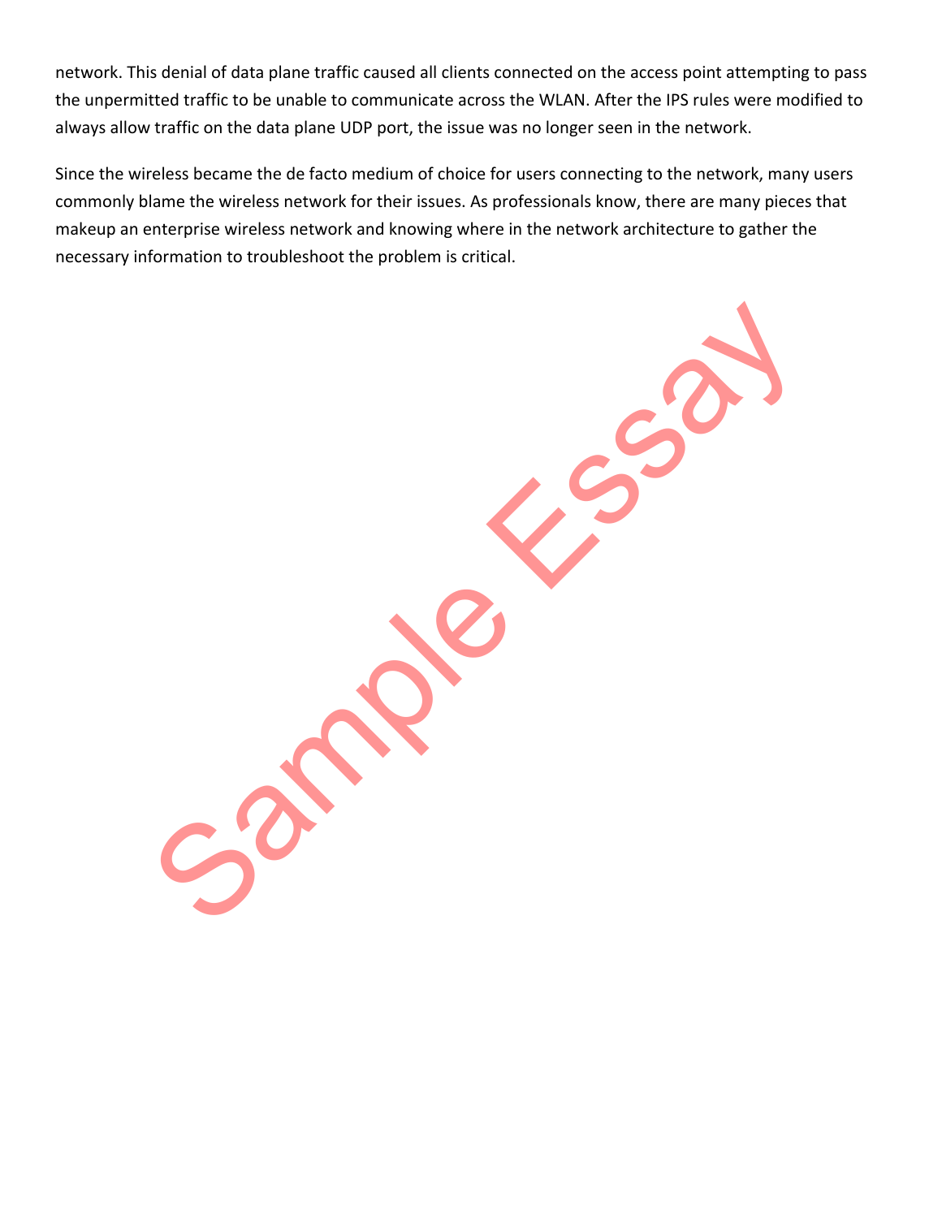network. This denial of data plane traffic caused all clients connected on the access point attempting to pass the unpermitted traffic to be unable to communicate across the WLAN. After the IPS rules were modified to always allow traffic on the data plane UDP port, the issue was no longer seen in the network.

Since the wireless became the de facto medium of choice for users connecting to the network, many users commonly blame the wireless network for their issues. As professionals know, there are many pieces that makeup an enterprise wireless network and knowing where in the network architecture to gather the necessary information to troubleshoot the problem is critical.